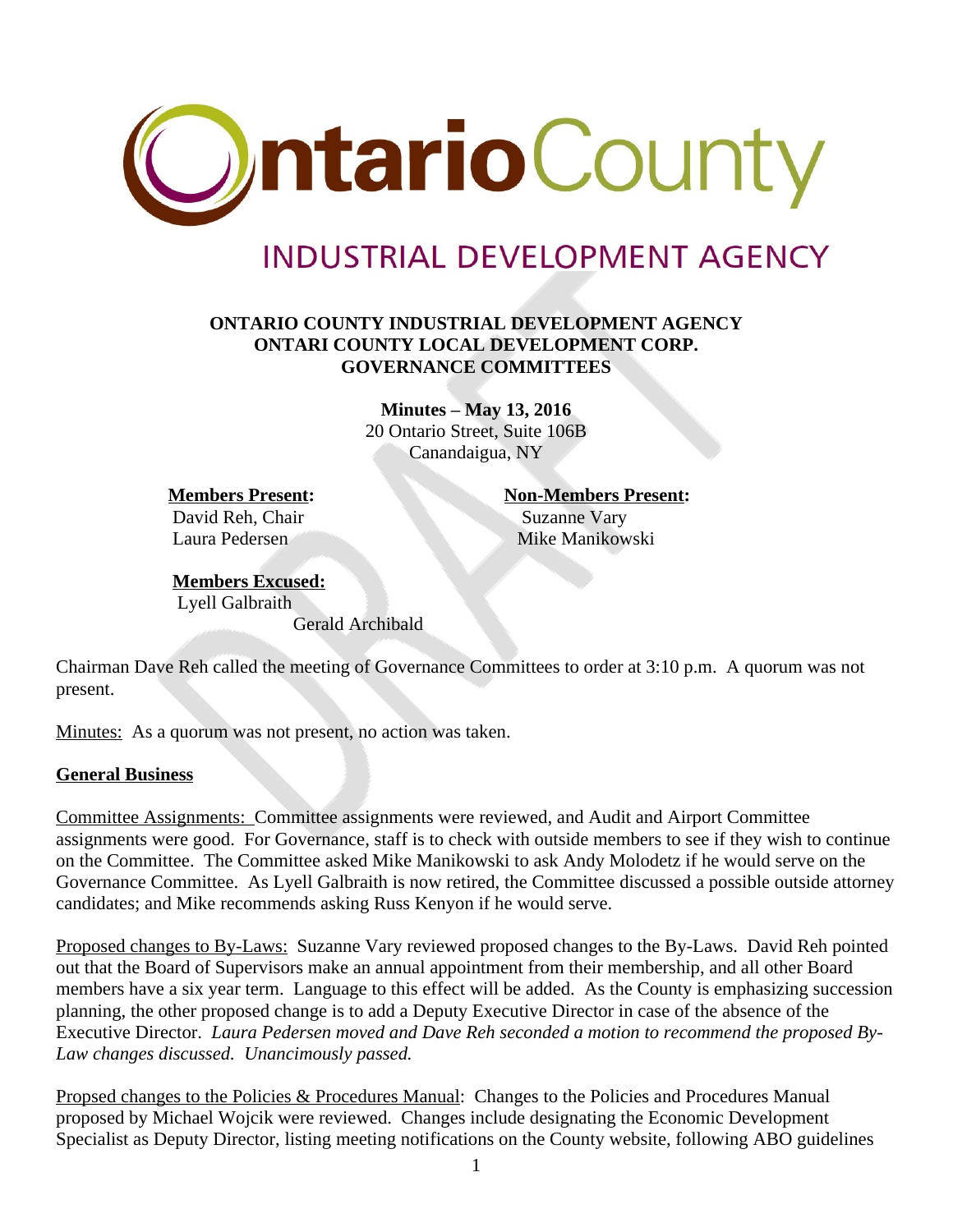# Ontario County

## INDUSTRIAL DEVELOPMENT AGENCY

**ONTARIO COUNTY INDUSTRIAL DEVELOPMENT AGENCY**
**ONTARI COUNTY LOCAL DEVELOPMENT CORP.**
**GOVERNANCE COMMITTEES**

**Minutes – May 13, 2016**
20 Ontario Street, Suite 106B
Canandaigua, NY

**Members Present:**
David Reh, Chair
Laura Pedersen

**Non-Members Present:**
Suzanne Vary
Mike Manikowski

**Members Excused:**
Lyell Galbraith
Gerald Archibald

Chairman Dave Reh called the meeting of Governance Committees to order at 3:10 p.m. A quorum was not present.

Minutes: As a quorum was not present, no action was taken.

**General Business**

Committee Assignments: Committee assignments were reviewed, and Audit and Airport Committee assignments were good. For Governance, staff is to check with outside members to see if they wish to continue on the Committee. The Committee asked Mike Manikowski to ask Andy Molodetz if he would serve on the Governance Committee. As Lyell Galbraith is now retired, the Committee discussed a possible outside attorney candidates; and Mike recommends asking Russ Kenyon if he would serve.

Proposed changes to By-Laws: Suzanne Vary reviewed proposed changes to the By-Laws. David Reh pointed out that the Board of Supervisors make an annual appointment from their membership, and all other Board members have a six year term. Language to this effect will be added. As the County is emphasizing succession planning, the other proposed change is to add a Deputy Executive Director in case of the absence of the Executive Director. *Laura Pedersen moved and Dave Reh seconded a motion to recommend the proposed By-Law changes discussed. Unancimously passed.*

Propsed changes to the Policies & Procedures Manual: Changes to the Policies and Procedures Manual proposed by Michael Wojcik were reviewed. Changes include designating the Economic Development Specialist as Deputy Director, listing meeting notifications on the County website, following ABO guidelines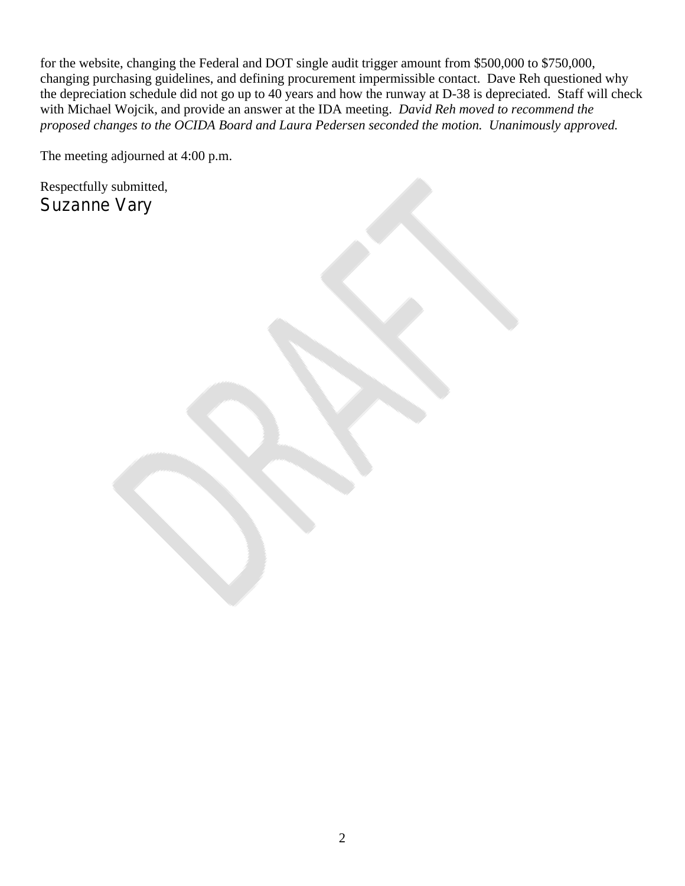for the website, changing the Federal and DOT single audit trigger amount from $500,000 to $750,000, changing purchasing guidelines, and defining procurement impermissible contact. Dave Reh questioned why the depreciation schedule did not go up to 40 years and how the runway at D-38 is depreciated. Staff will check with Michael Wojcik, and provide an answer at the IDA meeting. *David Reh moved to recommend the proposed changes to the OCIDA Board and Laura Pedersen seconded the motion. Unanimously approved.*

The meeting adjourned at 4:00 p.m.

Respectfully submitted,
Suzanne Vary